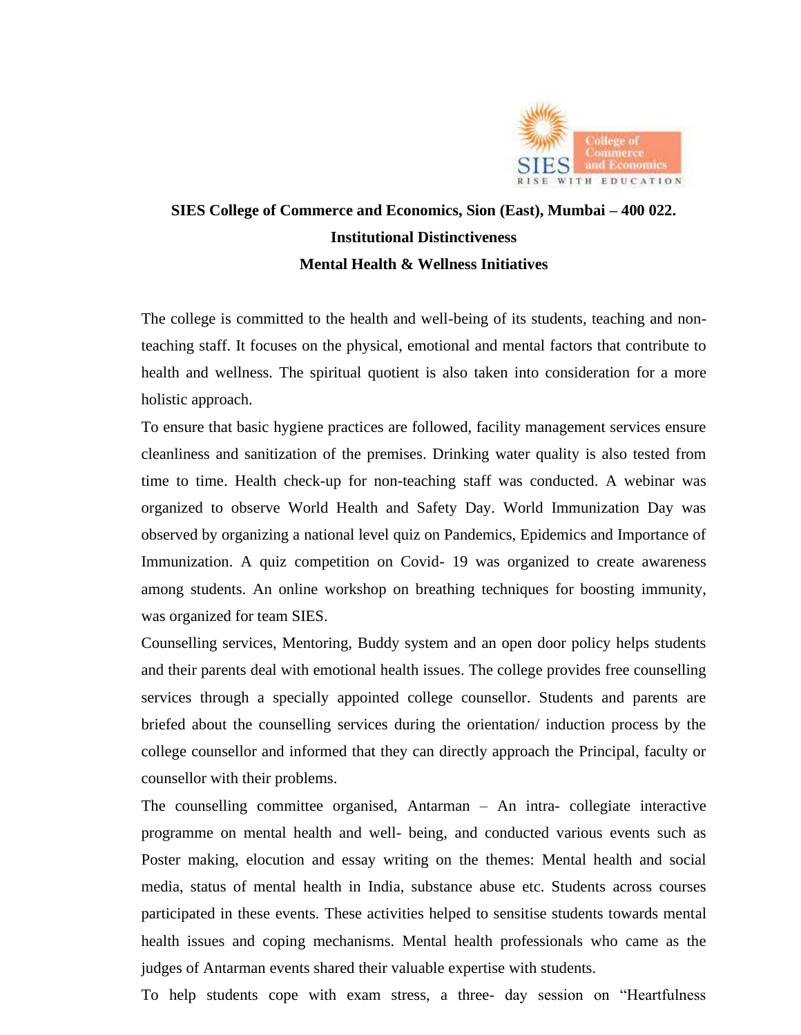**SIES College of Commerce and Economics, Sion (East), Mumbai – 400 022.**

**Institutional Distinctiveness**

**Mental Health & Wellness Initiatives**

The college is committed to the health and well-being of its students, teaching and non-teaching staff. It focuses on the physical, emotional and mental factors that contribute to health and wellness. The spiritual quotient is also taken into consideration for a more holistic approach.

To ensure that basic hygiene practices are followed, facility management services ensure cleanliness and sanitization of the premises. Drinking water quality is also tested from time to time. Health check-up for non-teaching staff was conducted. A webinar was organized to observe World Health and Safety Day. World Immunization Day was observed by organizing a national level quiz on Pandemics, Epidemics and Importance of Immunization. A quiz competition on Covid- 19 was organized to create awareness among students. An online workshop on breathing techniques for boosting immunity, was organized for team SIES.

Counselling services, Mentoring, Buddy system and an open door policy helps students and their parents deal with emotional health issues. The college provides free counselling services through a specially appointed college counsellor. Students and parents are briefed about the counselling services during the orientation/ induction process by the college counsellor and informed that they can directly approach the Principal, faculty or counsellor with their problems.

The counselling committee organised, Antarman – An intra- collegiate interactive programme on mental health and well- being, and conducted various events such as Poster making, elocution and essay writing on the themes: Mental health and social media, status of mental health in India, substance abuse etc. Students across courses participated in these events. These activities helped to sensitise students towards mental health issues and coping mechanisms. Mental health professionals who came as the judges of Antarman events shared their valuable expertise with students.

To help students cope with exam stress, a three- day session on "Heartfulness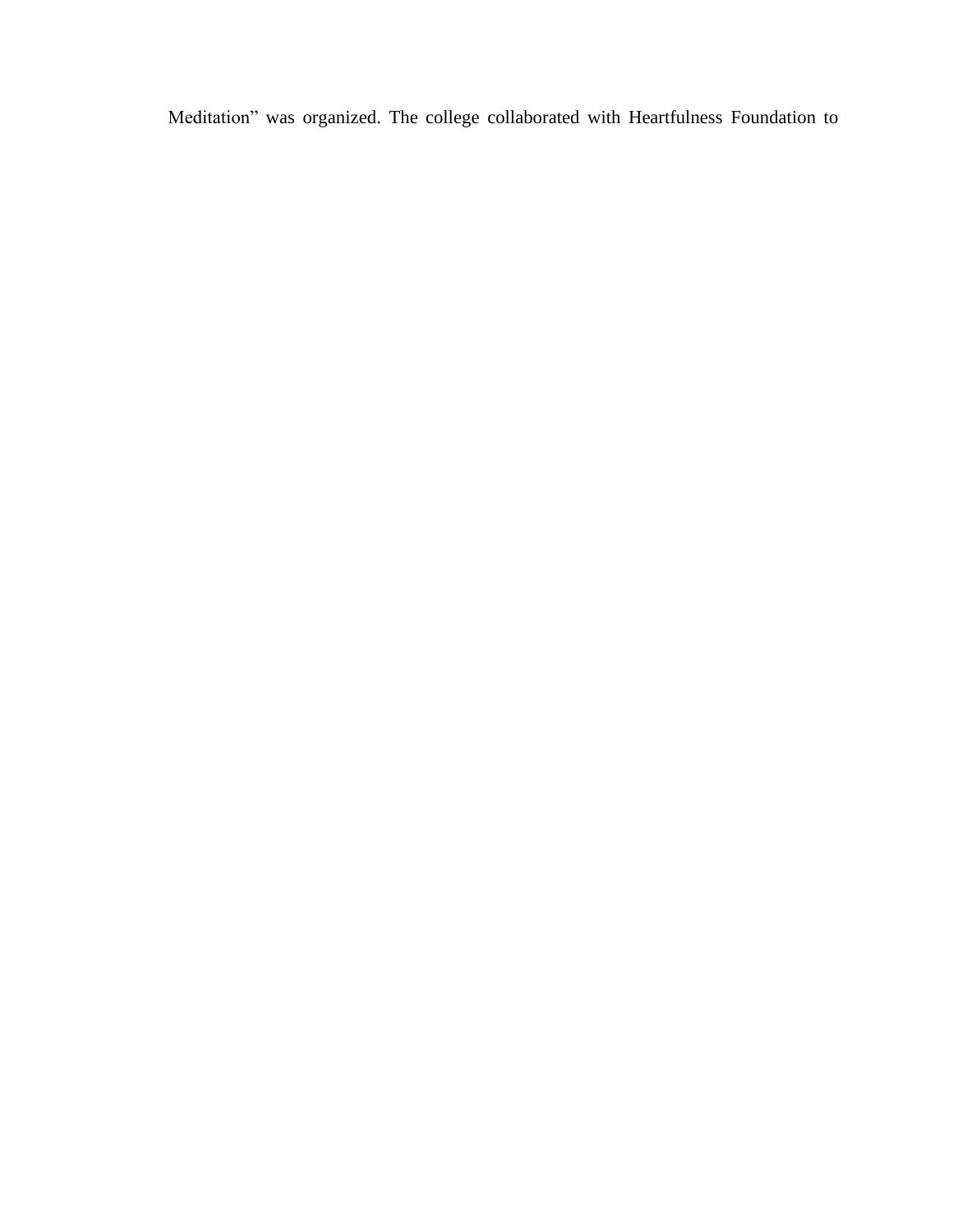Meditation" was organized. The college collaborated with Heartfulness Foundation to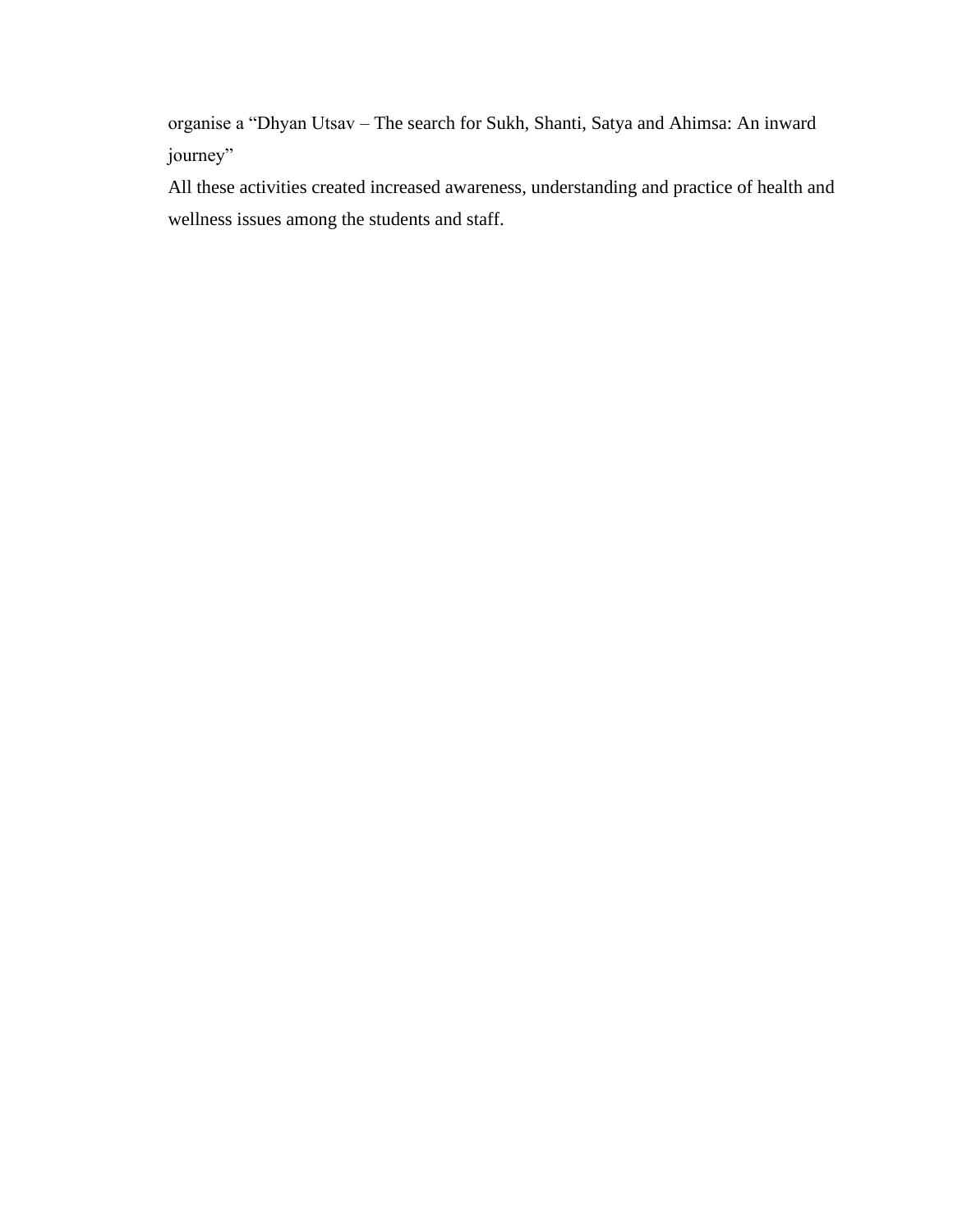organise a "Dhyan Utsav – The search for Sukh, Shanti, Satya and Ahimsa: An inward journey"

All these activities created increased awareness, understanding and practice of health and wellness issues among the students and staff.